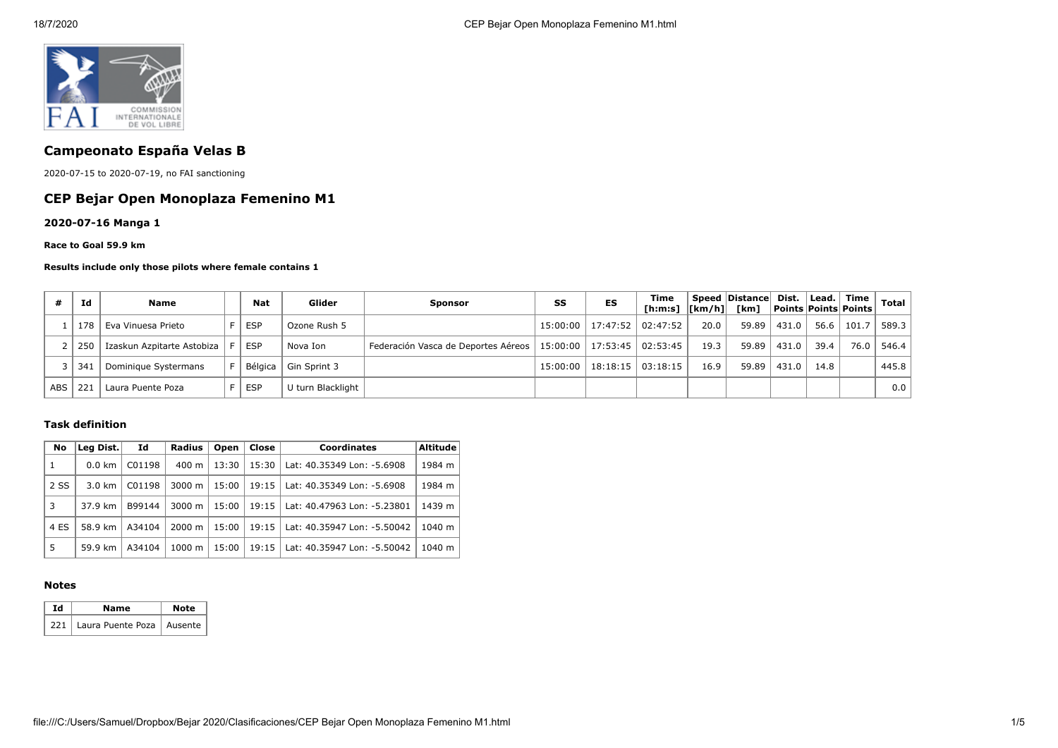# Campeonato España Velas B

2020-07-15 to 2020-07-19, no FAI sanctioning

## CEP Bejar Open Monoplaza Femenino M1

### 2020-07-16 Manga 1

**Race to Goal 59.9 km**

**Results include only those pilots where female contains 1**

| # | Id | Name | | Nat | Glider | Sponsor | SS | ES | Time [h:m:s] | Speed [km/h] | Distance [km] | Dist. Points | Lead. Points | Time Points | Total |
|---|---|---|---|---|---|---|---|---|---|---|---|---|---|---|---|
| 1 | 178 | Eva Vinuesa Prieto | F | ESP | Ozone Rush 5 | | 15:00:00 | 17:47:52 | 02:47:52 | 20.0 | 59.89 | 431.0 | 56.6 | 101.7 | 589.3 |
| 2 | 250 | Izaskun Azpitarte Astobiza | F | ESP | Nova Ion | Federación Vasca de Deportes Aéreos | 15:00:00 | 17:53:45 | 02:53:45 | 19.3 | 59.89 | 431.0 | 39.4 | 76.0 | 546.4 |
| 3 | 341 | Dominique Systermans | F | Bélgica | Gin Sprint 3 | | 15:00:00 | 18:18:15 | 03:18:15 | 16.9 | 59.89 | 431.0 | 14.8 | | 445.8 |
| ABS | 221 | Laura Puente Poza | F | ESP | U turn Blacklight | | | | | | | | | | 0.0 |

#### Task definition

| No | Leg Dist. | Id | Radius | Open | Close | Coordinates | Altitude |
|---|---|---|---|---|---|---|---|
| 1 | 0.0 km | C01198 | 400 m | 13:30 | 15:30 | Lat: 40.35349 Lon: -5.6908 | 1984 m |
| 2 SS | 3.0 km | C01198 | 3000 m | 15:00 | 19:15 | Lat: 40.35349 Lon: -5.6908 | 1984 m |
| 3 | 37.9 km | B99144 | 3000 m | 15:00 | 19:15 | Lat: 40.47963 Lon: -5.23801 | 1439 m |
| 4 ES | 58.9 km | A34104 | 2000 m | 15:00 | 19:15 | Lat: 40.35947 Lon: -5.50042 | 1040 m |
| 5 | 59.9 km | A34104 | 1000 m | 15:00 | 19:15 | Lat: 40.35947 Lon: -5.50042 | 1040 m |

#### Notes

| Id | Name | Note |
|---|---|---|
| 221 | Laura Puente Poza | Ausente |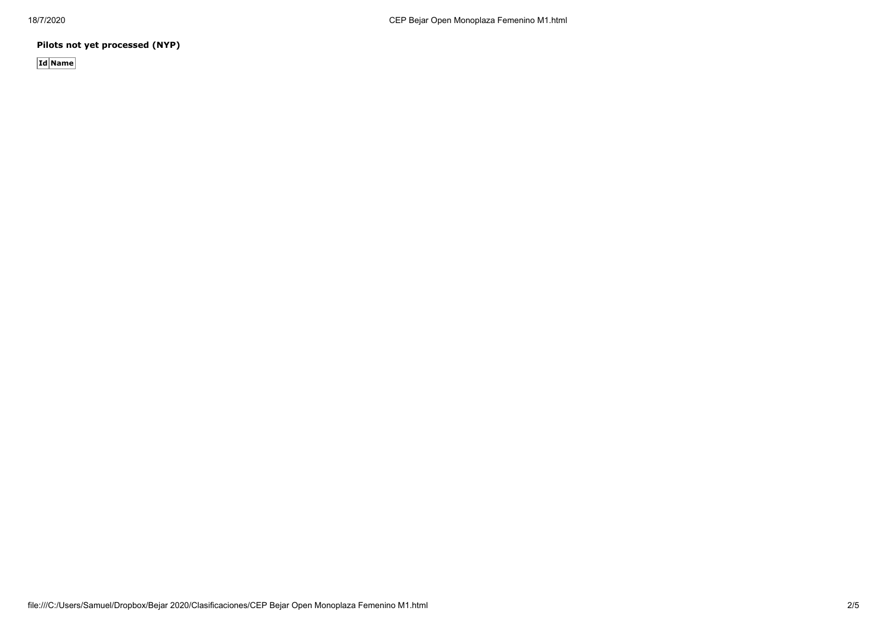**Pilots not yet processed (NYP)**

| Id | Name |
| --- | --- |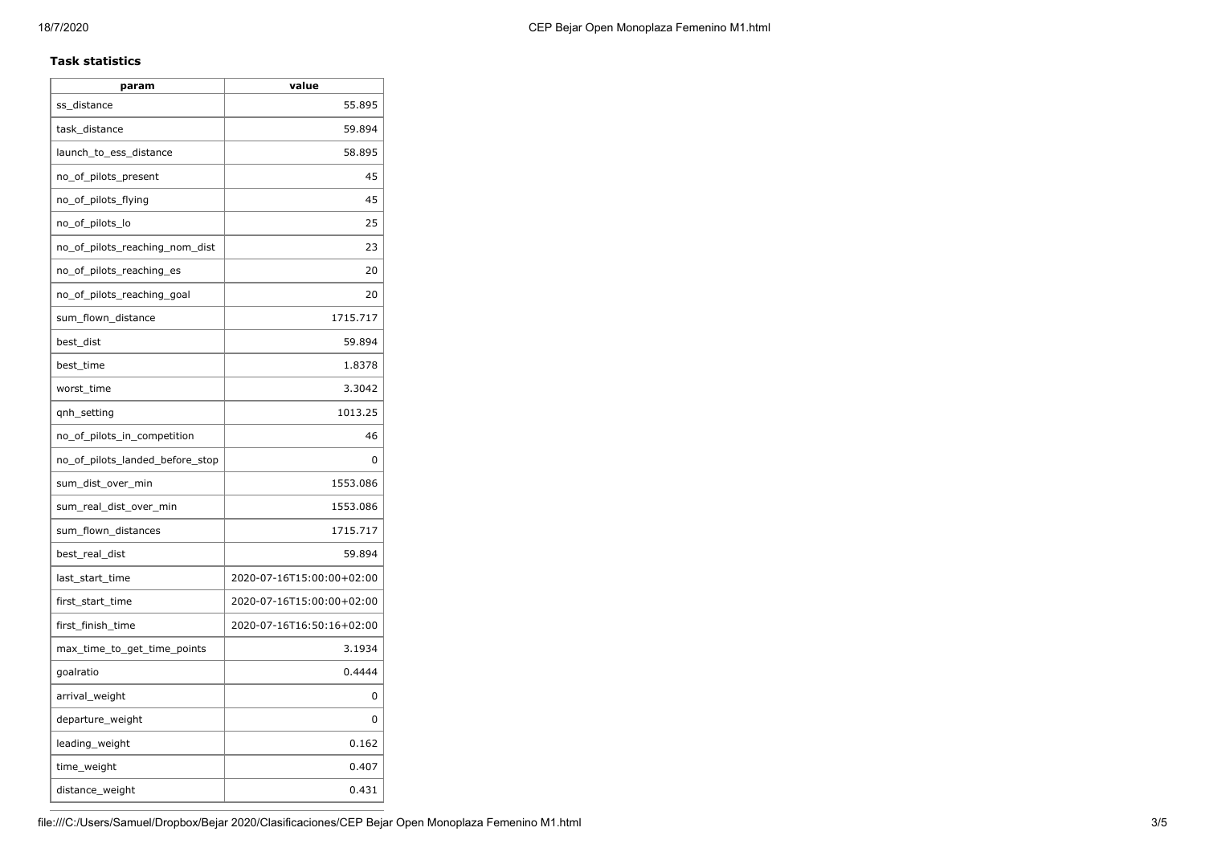### Task statistics

| param | value |
|---|---|
| ss_distance | 55.895 |
| task_distance | 59.894 |
| launch_to_ess_distance | 58.895 |
| no_of_pilots_present | 45 |
| no_of_pilots_flying | 45 |
| no_of_pilots_lo | 25 |
| no_of_pilots_reaching_nom_dist | 23 |
| no_of_pilots_reaching_es | 20 |
| no_of_pilots_reaching_goal | 20 |
| sum_flown_distance | 1715.717 |
| best_dist | 59.894 |
| best_time | 1.8378 |
| worst_time | 3.3042 |
| qnh_setting | 1013.25 |
| no_of_pilots_in_competition | 46 |
| no_of_pilots_landed_before_stop | 0 |
| sum_dist_over_min | 1553.086 |
| sum_real_dist_over_min | 1553.086 |
| sum_flown_distances | 1715.717 |
| best_real_dist | 59.894 |
| last_start_time | 2020-07-16T15:00:00+02:00 |
| first_start_time | 2020-07-16T15:00:00+02:00 |
| first_finish_time | 2020-07-16T16:50:16+02:00 |
| max_time_to_get_time_points | 3.1934 |
| goalratio | 0.4444 |
| arrival_weight | 0 |
| departure_weight | 0 |
| leading_weight | 0.162 |
| time_weight | 0.407 |
| distance_weight | 0.431 |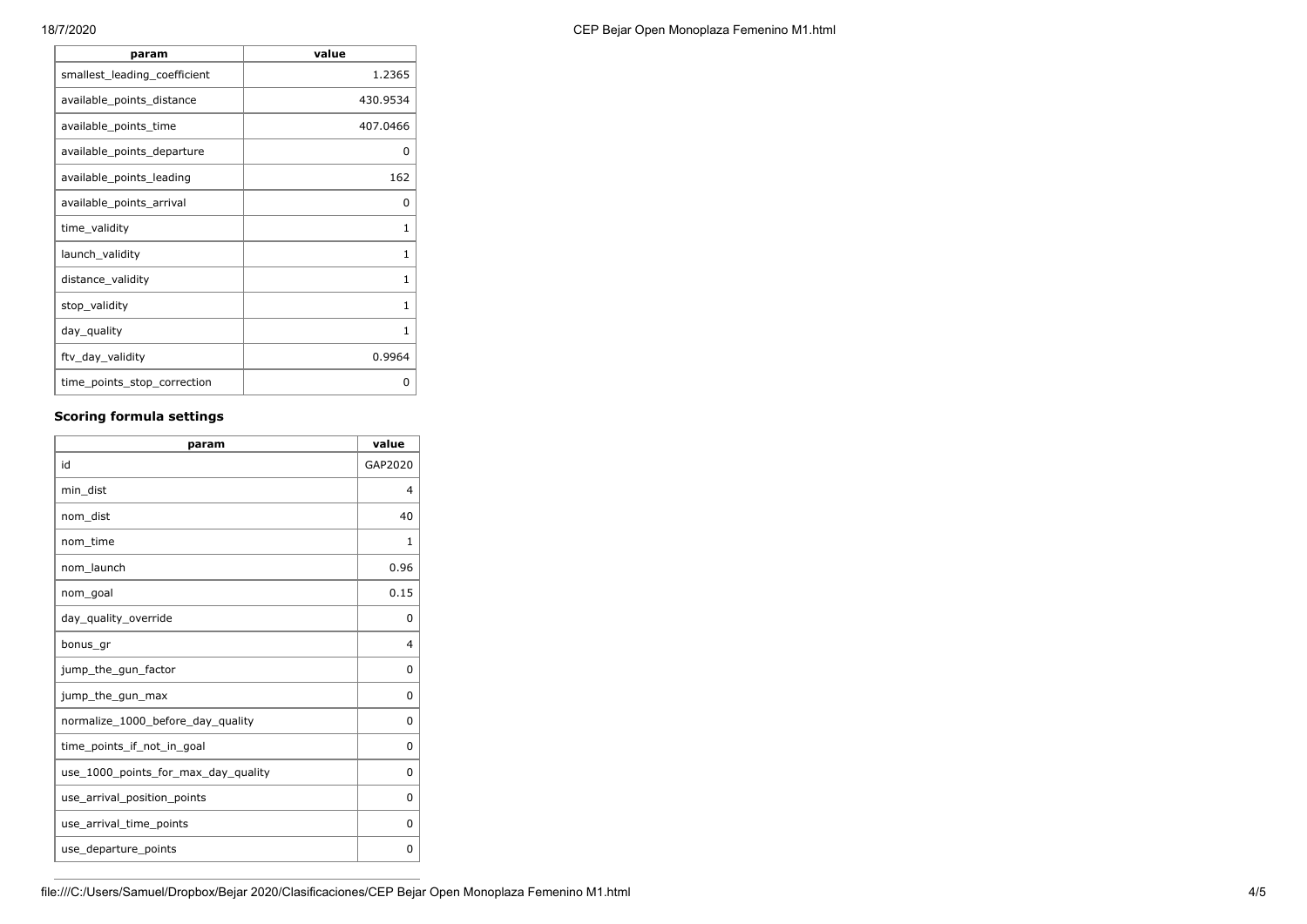| param | value |
|---|---|
| smallest_leading_coefficient | 1.2365 |
| available_points_distance | 430.9534 |
| available_points_time | 407.0466 |
| available_points_departure | 0 |
| available_points_leading | 162 |
| available_points_arrival | 0 |
| time_validity | 1 |
| launch_validity | 1 |
| distance_validity | 1 |
| stop_validity | 1 |
| day_quality | 1 |
| ftv_day_validity | 0.9964 |
| time_points_stop_correction | 0 |

### Scoring formula settings

| param | value |
|---|---|
| id | GAP2020 |
| min_dist | 4 |
| nom_dist | 40 |
| nom_time | 1 |
| nom_launch | 0.96 |
| nom_goal | 0.15 |
| day_quality_override | 0 |
| bonus_gr | 4 |
| jump_the_gun_factor | 0 |
| jump_the_gun_max | 0 |
| normalize_1000_before_day_quality | 0 |
| time_points_if_not_in_goal | 0 |
| use_1000_points_for_max_day_quality | 0 |
| use_arrival_position_points | 0 |
| use_arrival_time_points | 0 |
| use_departure_points | 0 |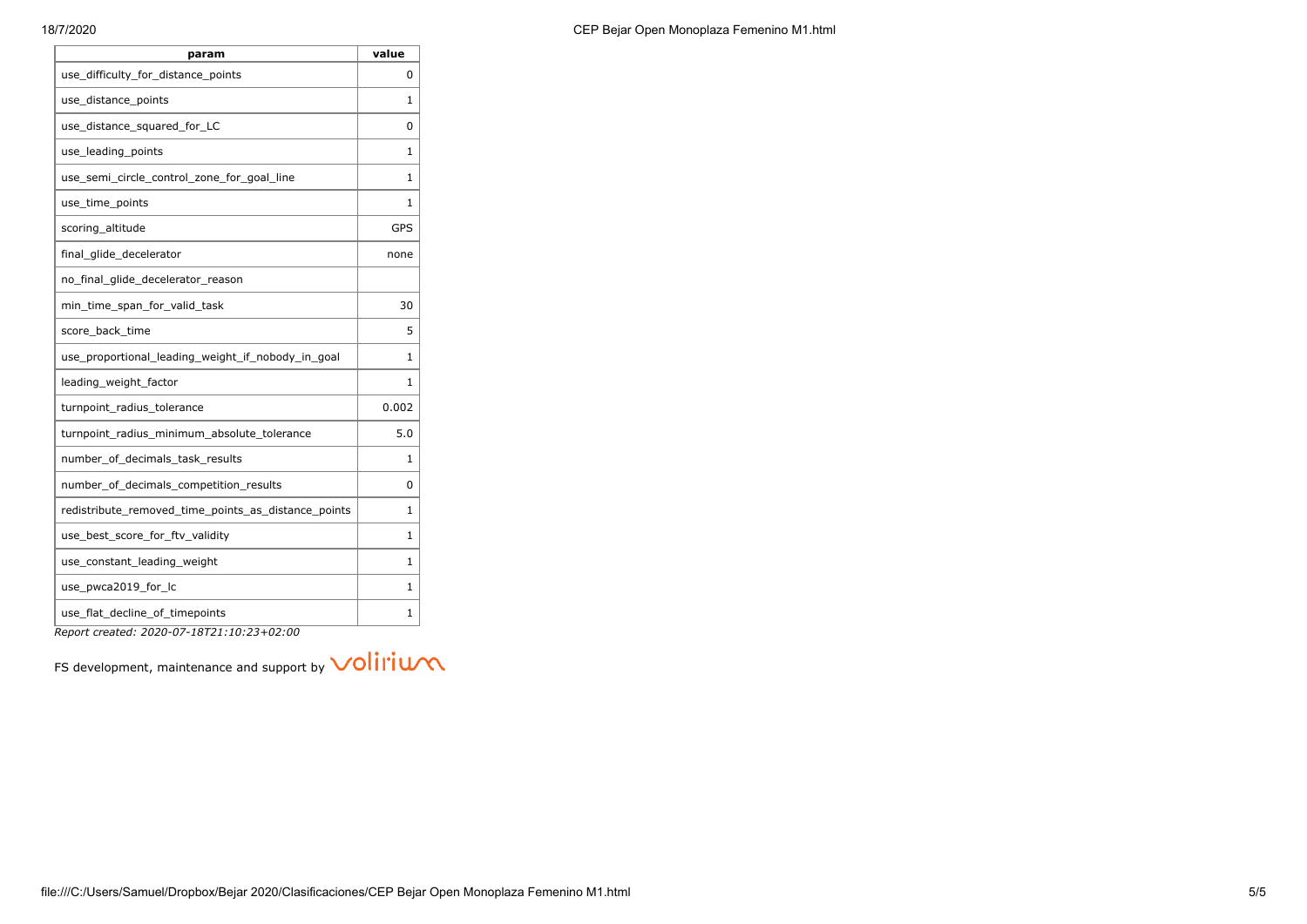| param | value |
|---|---|
| use_difficulty_for_distance_points | 0 |
| use_distance_points | 1 |
| use_distance_squared_for_LC | 0 |
| use_leading_points | 1 |
| use_semi_circle_control_zone_for_goal_line | 1 |
| use_time_points | 1 |
| scoring_altitude | GPS |
| final_glide_decelerator | none |
| no_final_glide_decelerator_reason | |
| min_time_span_for_valid_task | 30 |
| score_back_time | 5 |
| use_proportional_leading_weight_if_nobody_in_goal | 1 |
| leading_weight_factor | 1 |
| turnpoint_radius_tolerance | 0.002 |
| turnpoint_radius_minimum_absolute_tolerance | 5.0 |
| number_of_decimals_task_results | 1 |
| number_of_decimals_competition_results | 0 |
| redistribute_removed_time_points_as_distance_points | 1 |
| use_best_score_for_ftv_validity | 1 |
| use_constant_leading_weight | 1 |
| use_pwca2019_for_lc | 1 |
| use_flat_decline_of_timepoints | 1 |

*Report created: 2020-07-18T21:10:23+02:00*

FS development, maintenance and support by volirium